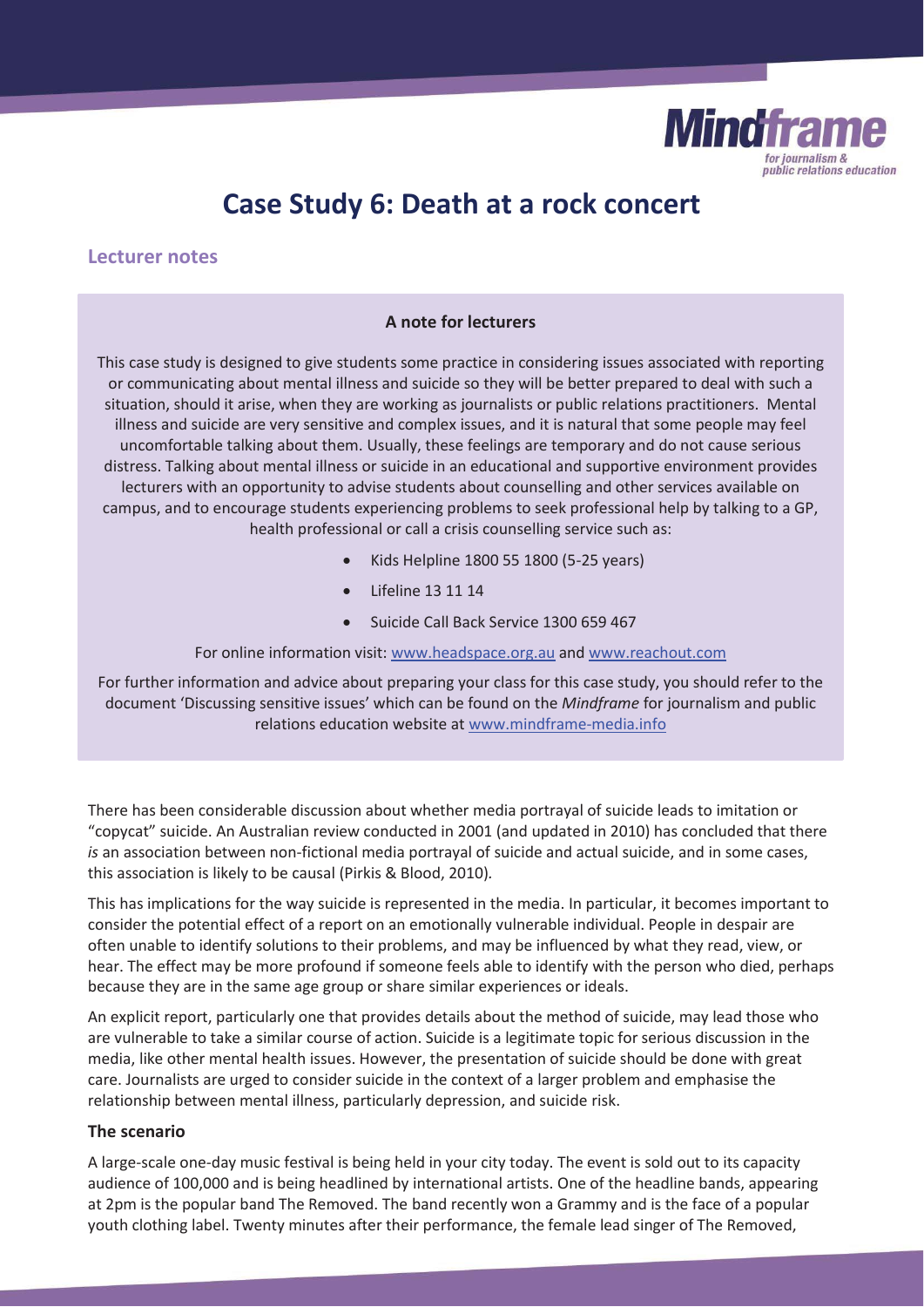# Case Study 6: Death at a rock concert

## Lecturer notes

### A note for lecturers

This case study is designed to give students some practice in considering issues associated with reporting or communicating about mental illness and suicide so they will be better prepared to deal with such a situation, should it arise, when they are working as journalists or public relations practitioners. Mental illness and suicide are very sensitive and complex issues, and it is natural that some people may feel uncomfortable talking about them. Usually, these feelings are temporary and do not cause serious distress. Talking about mental illness or suicide in an educational and supportive environment provides lecturers with an opportunity to advise students about counselling and other services available on campus, and to encourage students experiencing problems to seek professional help by talking to a GP, health professional or call a crisis counselling service such as:

- Kids Helpline 1800 55 1800 (5-25 years)
- Lifeline 13 11 14
- Suicide Call Back Service 1300 659 467

For online information visit: www.headspace.org.au and www.reachout.com

For further information and advice about preparing your class for this case study, you should refer to the document 'Discussing sensitive issues' which can be found on the *Mindframe* for journalism and public relations education website at www.mindframe-media.info

There has been considerable discussion about whether media portrayal of suicide leads to imitation or "copycat" suicide. An Australian review conducted in 2001 (and updated in 2010) has concluded that there *is* an association between non-fictional media portrayal of suicide and actual suicide, and in some cases, this association is likely to be causal (Pirkis & Blood, 2010).

This has implications for the way suicide is represented in the media. In particular, it becomes important to consider the potential effect of a report on an emotionally vulnerable individual. People in despair are often unable to identify solutions to their problems, and may be influenced by what they read, view, or hear. The effect may be more profound if someone feels able to identify with the person who died, perhaps because they are in the same age group or share similar experiences or ideals.

An explicit report, particularly one that provides details about the method of suicide, may lead those who are vulnerable to take a similar course of action. Suicide is a legitimate topic for serious discussion in the media, like other mental health issues. However, the presentation of suicide should be done with great care. Journalists are urged to consider suicide in the context of a larger problem and emphasise the relationship between mental illness, particularly depression, and suicide risk.

### The scenario

A large-scale one-day music festival is being held in your city today. The event is sold out to its capacity audience of 100,000 and is being headlined by international artists. One of the headline bands, appearing at 2pm is the popular band The Removed. The band recently won a Grammy and is the face of a popular youth clothing label. Twenty minutes after their performance, the female lead singer of The Removed,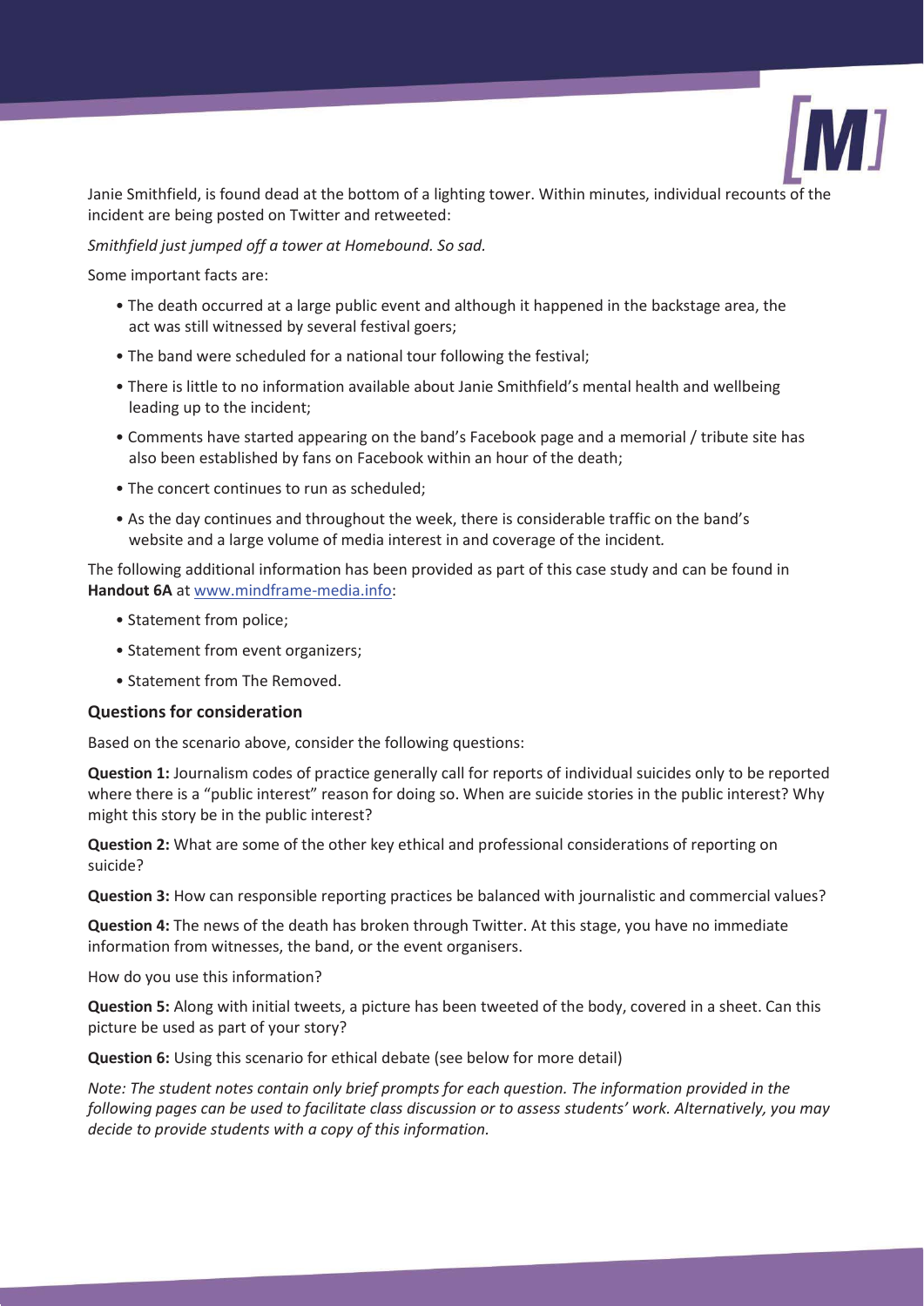Janie Smithfield, is found dead at the bottom of a lighting tower. Within minutes, individual recounts of the incident are being posted on Twitter and retweeted:

*Smithfield just jumped off a tower at Homebound. So sad.*

Some important facts are:

- The death occurred at a large public event and although it happened in the backstage area, the act was still witnessed by several festival goers;
- The band were scheduled for a national tour following the festival;
- There is little to no information available about Janie Smithfield's mental health and wellbeing leading up to the incident;
- Comments have started appearing on the band's Facebook page and a memorial / tribute site has also been established by fans on Facebook within an hour of the death;
- The concert continues to run as scheduled;
- As the day continues and throughout the week, there is considerable traffic on the band's website and a large volume of media interest in and coverage of the incident.

The following additional information has been provided as part of this case study and can be found in **Handout 6A** at www.mindframe-media.info:

- Statement from police;
- Statement from event organizers;
- Statement from The Removed.

### Questions for consideration

Based on the scenario above, consider the following questions:

**Question 1:** Journalism codes of practice generally call for reports of individual suicides only to be reported where there is a "public interest" reason for doing so. When are suicide stories in the public interest? Why might this story be in the public interest?

**Question 2:** What are some of the other key ethical and professional considerations of reporting on suicide?

**Question 3:** How can responsible reporting practices be balanced with journalistic and commercial values?

**Question 4:** The news of the death has broken through Twitter. At this stage, you have no immediate information from witnesses, the band, or the event organisers.

How do you use this information?

**Question 5:** Along with initial tweets, a picture has been tweeted of the body, covered in a sheet. Can this picture be used as part of your story?

**Question 6:** Using this scenario for ethical debate (see below for more detail)

*Note: The student notes contain only brief prompts for each question. The information provided in the following pages can be used to facilitate class discussion or to assess students' work. Alternatively, you may decide to provide students with a copy of this information.*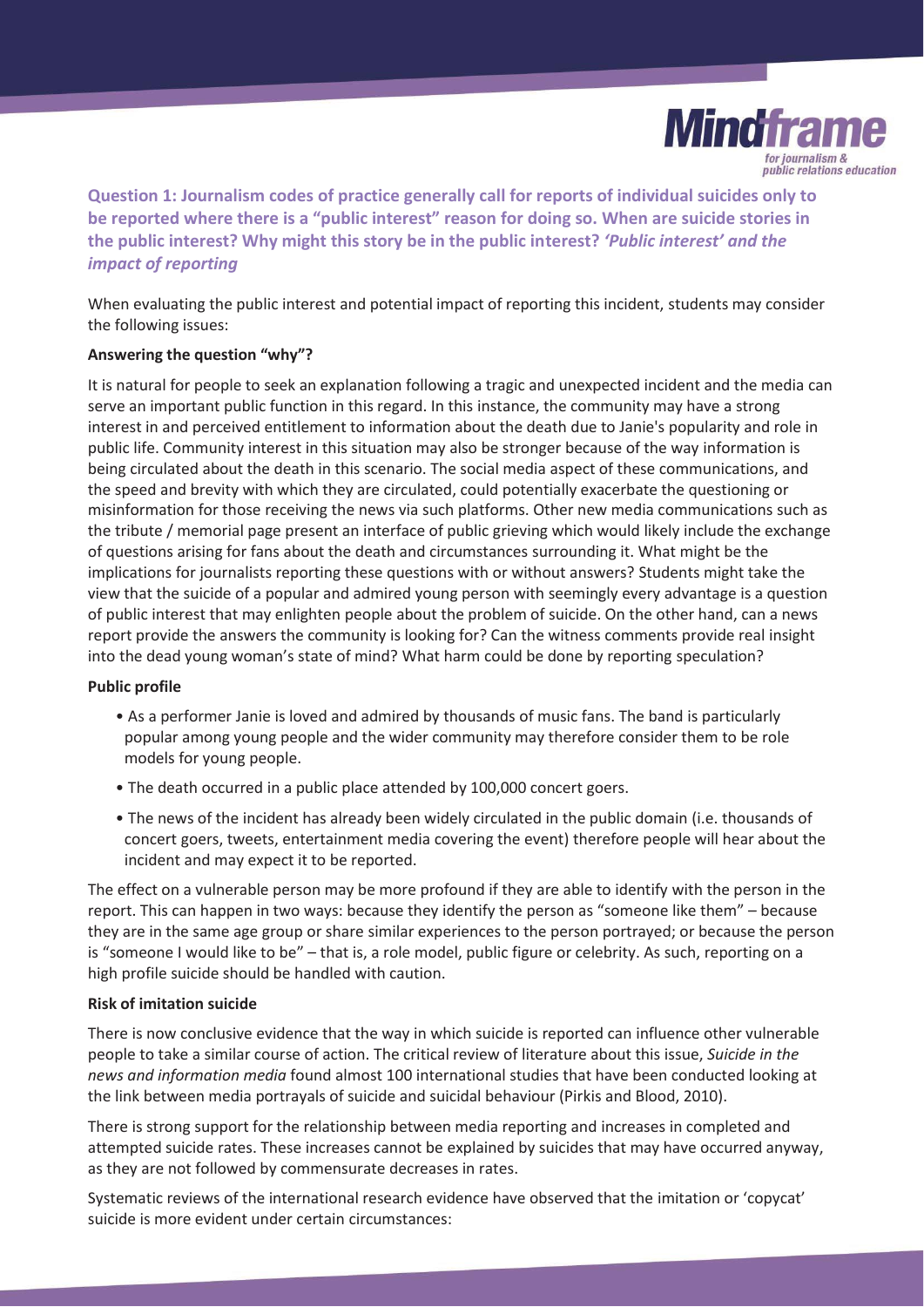**Question 1: Journalism codes of practice generally call for reports of individual suicides only to be reported where there is a "public interest" reason for doing so. When are suicide stories in the public interest? Why might this story be in the public interest? *'Public interest' and the impact of reporting***

When evaluating the public interest and potential impact of reporting this incident, students may consider the following issues:

**Answering the question "why"?**

It is natural for people to seek an explanation following a tragic and unexpected incident and the media can serve an important public function in this regard. In this instance, the community may have a strong interest in and perceived entitlement to information about the death due to Janie's popularity and role in public life. Community interest in this situation may also be stronger because of the way information is being circulated about the death in this scenario. The social media aspect of these communications, and the speed and brevity with which they are circulated, could potentially exacerbate the questioning or misinformation for those receiving the news via such platforms. Other new media communications such as the tribute / memorial page present an interface of public grieving which would likely include the exchange of questions arising for fans about the death and circumstances surrounding it. What might be the implications for journalists reporting these questions with or without answers? Students might take the view that the suicide of a popular and admired young person with seemingly every advantage is a question of public interest that may enlighten people about the problem of suicide. On the other hand, can a news report provide the answers the community is looking for? Can the witness comments provide real insight into the dead young woman's state of mind? What harm could be done by reporting speculation?

**Public profile**

- As a performer Janie is loved and admired by thousands of music fans. The band is particularly popular among young people and the wider community may therefore consider them to be role models for young people.
- The death occurred in a public place attended by 100,000 concert goers.
- The news of the incident has already been widely circulated in the public domain (i.e. thousands of concert goers, tweets, entertainment media covering the event) therefore people will hear about the incident and may expect it to be reported.

The effect on a vulnerable person may be more profound if they are able to identify with the person in the report. This can happen in two ways: because they identify the person as "someone like them" – because they are in the same age group or share similar experiences to the person portrayed; or because the person is "someone I would like to be" – that is, a role model, public figure or celebrity. As such, reporting on a high profile suicide should be handled with caution.

**Risk of imitation suicide**

There is now conclusive evidence that the way in which suicide is reported can influence other vulnerable people to take a similar course of action. The critical review of literature about this issue, *Suicide in the news and information media* found almost 100 international studies that have been conducted looking at the link between media portrayals of suicide and suicidal behaviour (Pirkis and Blood, 2010).

There is strong support for the relationship between media reporting and increases in completed and attempted suicide rates. These increases cannot be explained by suicides that may have occurred anyway, as they are not followed by commensurate decreases in rates.

Systematic reviews of the international research evidence have observed that the imitation or 'copycat' suicide is more evident under certain circumstances: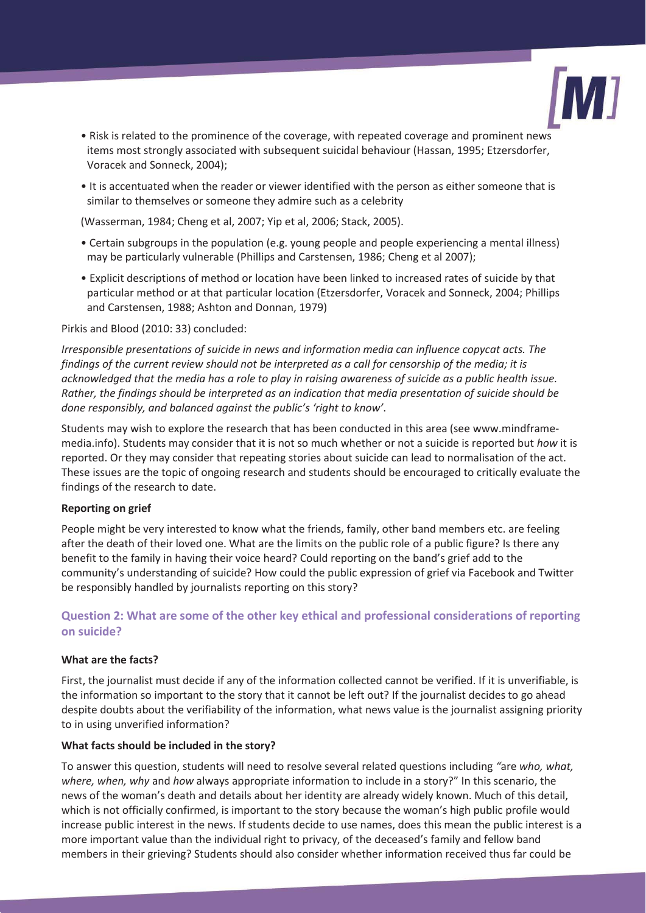- Risk is related to the prominence of the coverage, with repeated coverage and prominent news items most strongly associated with subsequent suicidal behaviour (Hassan, 1995; Etzersdorfer, Voracek and Sonneck, 2004);
- It is accentuated when the reader or viewer identified with the person as either someone that is similar to themselves or someone they admire such as a celebrity

(Wasserman, 1984; Cheng et al, 2007; Yip et al, 2006; Stack, 2005).

- Certain subgroups in the population (e.g. young people and people experiencing a mental illness) may be particularly vulnerable (Phillips and Carstensen, 1986; Cheng et al 2007);
- Explicit descriptions of method or location have been linked to increased rates of suicide by that particular method or at that particular location (Etzersdorfer, Voracek and Sonneck, 2004; Phillips and Carstensen, 1988; Ashton and Donnan, 1979)

Pirkis and Blood (2010: 33) concluded:

*Irresponsible presentations of suicide in news and information media can influence copycat acts. The findings of the current review should not be interpreted as a call for censorship of the media; it is acknowledged that the media has a role to play in raising awareness of suicide as a public health issue. Rather, the findings should be interpreted as an indication that media presentation of suicide should be done responsibly, and balanced against the public's 'right to know'.*

Students may wish to explore the research that has been conducted in this area (see www.mindframe-media.info). Students may consider that it is not so much whether or not a suicide is reported but *how* it is reported. Or they may consider that repeating stories about suicide can lead to normalisation of the act. These issues are the topic of ongoing research and students should be encouraged to critically evaluate the findings of the research to date.

**Reporting on grief**

People might be very interested to know what the friends, family, other band members etc. are feeling after the death of their loved one. What are the limits on the public role of a public figure? Is there any benefit to the family in having their voice heard? Could reporting on the band's grief add to the community's understanding of suicide? How could the public expression of grief via Facebook and Twitter be responsibly handled by journalists reporting on this story?

## Question 2: What are some of the other key ethical and professional considerations of reporting on suicide?

**What are the facts?**

First, the journalist must decide if any of the information collected cannot be verified. If it is unverifiable, is the information so important to the story that it cannot be left out? If the journalist decides to go ahead despite doubts about the verifiability of the information, what news value is the journalist assigning priority to in using unverified information?

**What facts should be included in the story?**

To answer this question, students will need to resolve several related questions including *"*are *who, what, where, when, why* and *how* always appropriate information to include in a story?" In this scenario, the news of the woman's death and details about her identity are already widely known. Much of this detail, which is not officially confirmed, is important to the story because the woman's high public profile would increase public interest in the news. If students decide to use names, does this mean the public interest is a more important value than the individual right to privacy, of the deceased's family and fellow band members in their grieving? Students should also consider whether information received thus far could be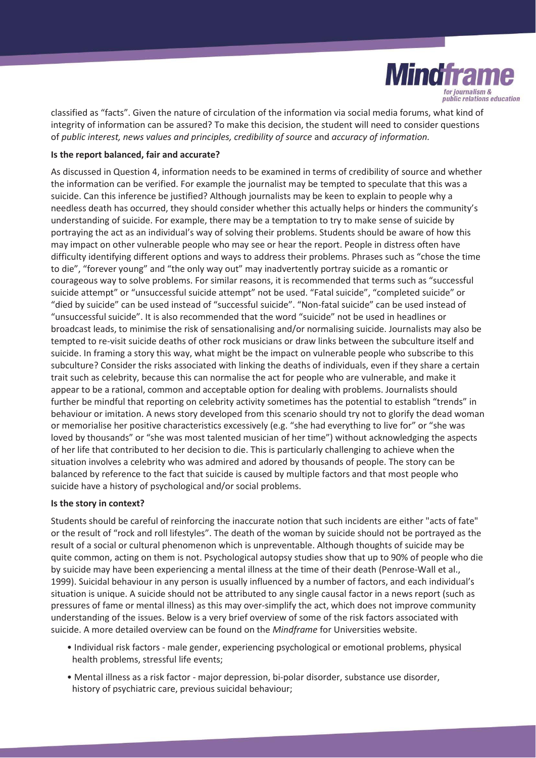classified as "facts". Given the nature of circulation of the information via social media forums, what kind of integrity of information can be assured? To make this decision, the student will need to consider questions of *public interest, news values and principles, credibility of source* and *accuracy of information.*

**Is the report balanced, fair and accurate?**

As discussed in Question 4, information needs to be examined in terms of credibility of source and whether the information can be verified. For example the journalist may be tempted to speculate that this was a suicide. Can this inference be justified? Although journalists may be keen to explain to people why a needless death has occurred, they should consider whether this actually helps or hinders the community's understanding of suicide. For example, there may be a temptation to try to make sense of suicide by portraying the act as an individual's way of solving their problems. Students should be aware of how this may impact on other vulnerable people who may see or hear the report. People in distress often have difficulty identifying different options and ways to address their problems. Phrases such as "chose the time to die", "forever young" and "the only way out" may inadvertently portray suicide as a romantic or courageous way to solve problems. For similar reasons, it is recommended that terms such as "successful suicide attempt" or "unsuccessful suicide attempt" not be used. "Fatal suicide", "completed suicide" or "died by suicide" can be used instead of "successful suicide". "Non-fatal suicide" can be used instead of "unsuccessful suicide". It is also recommended that the word "suicide" not be used in headlines or broadcast leads, to minimise the risk of sensationalising and/or normalising suicide. Journalists may also be tempted to re-visit suicide deaths of other rock musicians or draw links between the subculture itself and suicide. In framing a story this way, what might be the impact on vulnerable people who subscribe to this subculture? Consider the risks associated with linking the deaths of individuals, even if they share a certain trait such as celebrity, because this can normalise the act for people who are vulnerable, and make it appear to be a rational, common and acceptable option for dealing with problems. Journalists should further be mindful that reporting on celebrity activity sometimes has the potential to establish "trends" in behaviour or imitation. A news story developed from this scenario should try not to glorify the dead woman or memorialise her positive characteristics excessively (e.g. "she had everything to live for" or "she was loved by thousands" or "she was most talented musician of her time") without acknowledging the aspects of her life that contributed to her decision to die. This is particularly challenging to achieve when the situation involves a celebrity who was admired and adored by thousands of people. The story can be balanced by reference to the fact that suicide is caused by multiple factors and that most people who suicide have a history of psychological and/or social problems.

**Is the story in context?**

Students should be careful of reinforcing the inaccurate notion that such incidents are either "acts of fate" or the result of "rock and roll lifestyles". The death of the woman by suicide should not be portrayed as the result of a social or cultural phenomenon which is unpreventable. Although thoughts of suicide may be quite common, acting on them is not. Psychological autopsy studies show that up to 90% of people who die by suicide may have been experiencing a mental illness at the time of their death (Penrose-Wall et al., 1999). Suicidal behaviour in any person is usually influenced by a number of factors, and each individual's situation is unique. A suicide should not be attributed to any single causal factor in a news report (such as pressures of fame or mental illness) as this may over-simplify the act, which does not improve community understanding of the issues. Below is a very brief overview of some of the risk factors associated with suicide. A more detailed overview can be found on the *Mindframe* for Universities website.

- Individual risk factors - male gender, experiencing psychological or emotional problems, physical health problems, stressful life events;
- Mental illness as a risk factor - major depression, bi-polar disorder, substance use disorder, history of psychiatric care, previous suicidal behaviour;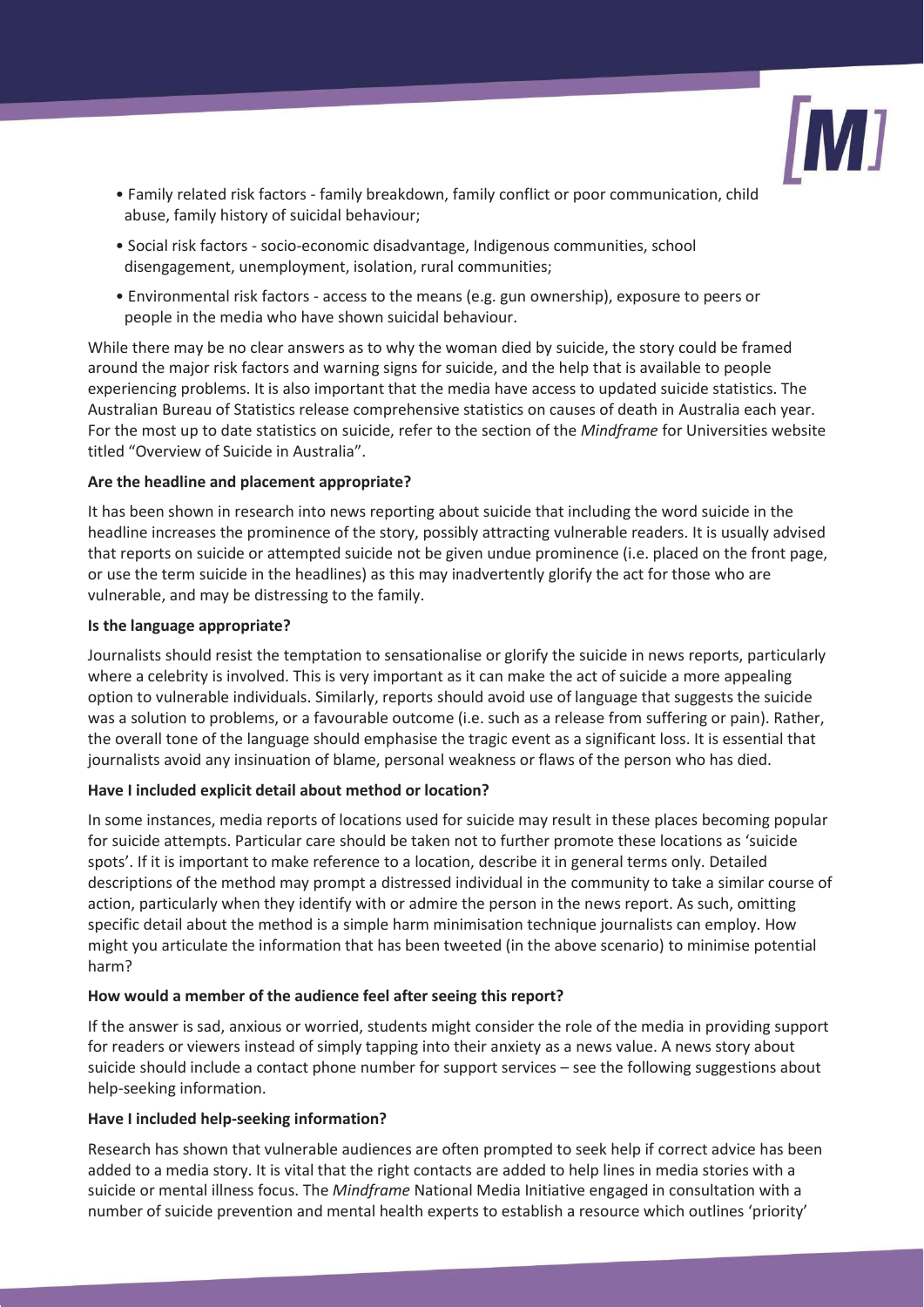- Family related risk factors - family breakdown, family conflict or poor communication, child abuse, family history of suicidal behaviour;
- Social risk factors - socio-economic disadvantage, Indigenous communities, school disengagement, unemployment, isolation, rural communities;
- Environmental risk factors - access to the means (e.g. gun ownership), exposure to peers or people in the media who have shown suicidal behaviour.

While there may be no clear answers as to why the woman died by suicide, the story could be framed around the major risk factors and warning signs for suicide, and the help that is available to people experiencing problems. It is also important that the media have access to updated suicide statistics. The Australian Bureau of Statistics release comprehensive statistics on causes of death in Australia each year. For the most up to date statistics on suicide, refer to the section of the *Mindframe* for Universities website titled "Overview of Suicide in Australia".

**Are the headline and placement appropriate?**

It has been shown in research into news reporting about suicide that including the word suicide in the headline increases the prominence of the story, possibly attracting vulnerable readers. It is usually advised that reports on suicide or attempted suicide not be given undue prominence (i.e. placed on the front page, or use the term suicide in the headlines) as this may inadvertently glorify the act for those who are vulnerable, and may be distressing to the family.

**Is the language appropriate?**

Journalists should resist the temptation to sensationalise or glorify the suicide in news reports, particularly where a celebrity is involved. This is very important as it can make the act of suicide a more appealing option to vulnerable individuals. Similarly, reports should avoid use of language that suggests the suicide was a solution to problems, or a favourable outcome (i.e. such as a release from suffering or pain). Rather, the overall tone of the language should emphasise the tragic event as a significant loss. It is essential that journalists avoid any insinuation of blame, personal weakness or flaws of the person who has died.

**Have I included explicit detail about method or location?**

In some instances, media reports of locations used for suicide may result in these places becoming popular for suicide attempts. Particular care should be taken not to further promote these locations as 'suicide spots'. If it is important to make reference to a location, describe it in general terms only. Detailed descriptions of the method may prompt a distressed individual in the community to take a similar course of action, particularly when they identify with or admire the person in the news report. As such, omitting specific detail about the method is a simple harm minimisation technique journalists can employ. How might you articulate the information that has been tweeted (in the above scenario) to minimise potential harm?

**How would a member of the audience feel after seeing this report?**

If the answer is sad, anxious or worried, students might consider the role of the media in providing support for readers or viewers instead of simply tapping into their anxiety as a news value. A news story about suicide should include a contact phone number for support services – see the following suggestions about help-seeking information.

**Have I included help-seeking information?**

Research has shown that vulnerable audiences are often prompted to seek help if correct advice has been added to a media story. It is vital that the right contacts are added to help lines in media stories with a suicide or mental illness focus. The *Mindframe* National Media Initiative engaged in consultation with a number of suicide prevention and mental health experts to establish a resource which outlines 'priority'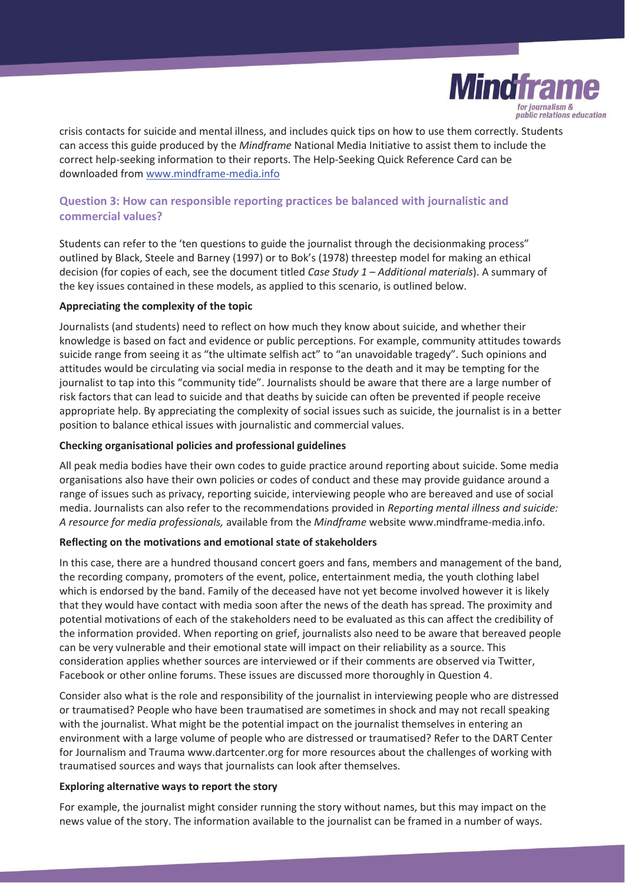crisis contacts for suicide and mental illness, and includes quick tips on how to use them correctly. Students can access this guide produced by the *Mindframe* National Media Initiative to assist them to include the correct help-seeking information to their reports. The Help-Seeking Quick Reference Card can be downloaded from www.mindframe-media.info

## Question 3: How can responsible reporting practices be balanced with journalistic and commercial values?

Students can refer to the 'ten questions to guide the journalist through the decisionmaking process" outlined by Black, Steele and Barney (1997) or to Bok's (1978) threestep model for making an ethical decision (for copies of each, see the document titled *Case Study 1 – Additional materials*). A summary of the key issues contained in these models, as applied to this scenario, is outlined below.

**Appreciating the complexity of the topic**

Journalists (and students) need to reflect on how much they know about suicide, and whether their knowledge is based on fact and evidence or public perceptions. For example, community attitudes towards suicide range from seeing it as "the ultimate selfish act" to "an unavoidable tragedy". Such opinions and attitudes would be circulating via social media in response to the death and it may be tempting for the journalist to tap into this "community tide". Journalists should be aware that there are a large number of risk factors that can lead to suicide and that deaths by suicide can often be prevented if people receive appropriate help. By appreciating the complexity of social issues such as suicide, the journalist is in a better position to balance ethical issues with journalistic and commercial values.

**Checking organisational policies and professional guidelines**

All peak media bodies have their own codes to guide practice around reporting about suicide. Some media organisations also have their own policies or codes of conduct and these may provide guidance around a range of issues such as privacy, reporting suicide, interviewing people who are bereaved and use of social media. Journalists can also refer to the recommendations provided in *Reporting mental illness and suicide: A resource for media professionals,* available from the *Mindframe* website www.mindframe-media.info.

**Reflecting on the motivations and emotional state of stakeholders**

In this case, there are a hundred thousand concert goers and fans, members and management of the band, the recording company, promoters of the event, police, entertainment media, the youth clothing label which is endorsed by the band. Family of the deceased have not yet become involved however it is likely that they would have contact with media soon after the news of the death has spread. The proximity and potential motivations of each of the stakeholders need to be evaluated as this can affect the credibility of the information provided. When reporting on grief, journalists also need to be aware that bereaved people can be very vulnerable and their emotional state will impact on their reliability as a source. This consideration applies whether sources are interviewed or if their comments are observed via Twitter, Facebook or other online forums. These issues are discussed more thoroughly in Question 4.

Consider also what is the role and responsibility of the journalist in interviewing people who are distressed or traumatised? People who have been traumatised are sometimes in shock and may not recall speaking with the journalist. What might be the potential impact on the journalist themselves in entering an environment with a large volume of people who are distressed or traumatised? Refer to the DART Center for Journalism and Trauma www.dartcenter.org for more resources about the challenges of working with traumatised sources and ways that journalists can look after themselves.

**Exploring alternative ways to report the story**

For example, the journalist might consider running the story without names, but this may impact on the news value of the story. The information available to the journalist can be framed in a number of ways.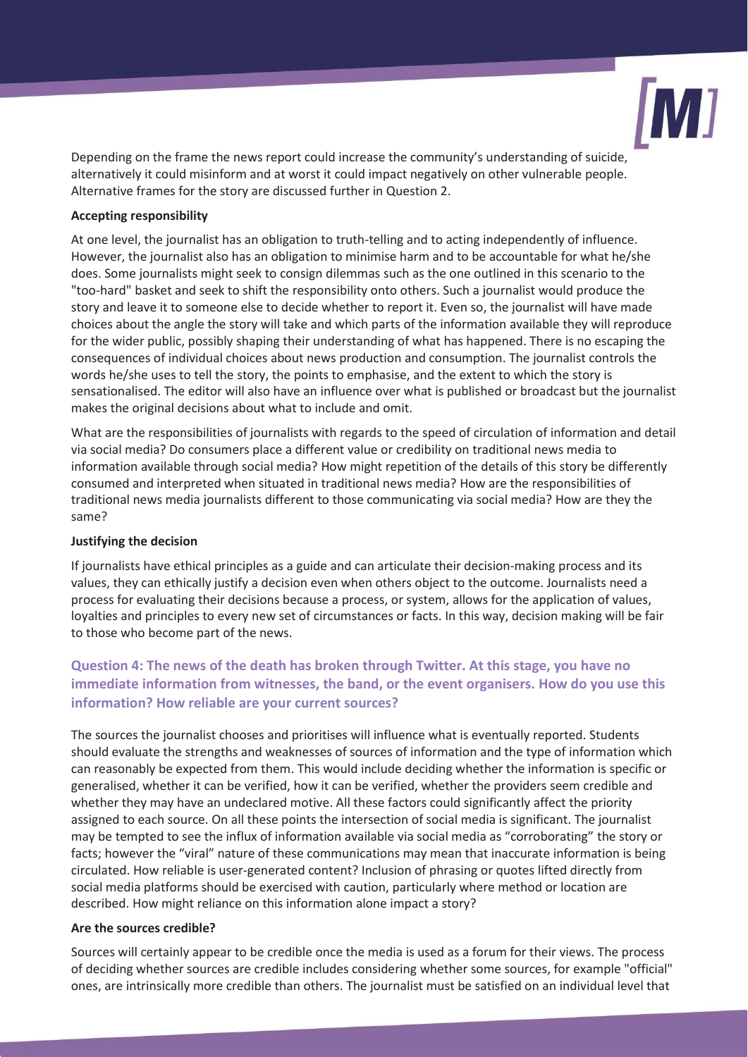Depending on the frame the news report could increase the community's understanding of suicide, alternatively it could misinform and at worst it could impact negatively on other vulnerable people. Alternative frames for the story are discussed further in Question 2.

**Accepting responsibility**

At one level, the journalist has an obligation to truth-telling and to acting independently of influence. However, the journalist also has an obligation to minimise harm and to be accountable for what he/she does. Some journalists might seek to consign dilemmas such as the one outlined in this scenario to the "too-hard" basket and seek to shift the responsibility onto others. Such a journalist would produce the story and leave it to someone else to decide whether to report it. Even so, the journalist will have made choices about the angle the story will take and which parts of the information available they will reproduce for the wider public, possibly shaping their understanding of what has happened. There is no escaping the consequences of individual choices about news production and consumption. The journalist controls the words he/she uses to tell the story, the points to emphasise, and the extent to which the story is sensationalised. The editor will also have an influence over what is published or broadcast but the journalist makes the original decisions about what to include and omit.

What are the responsibilities of journalists with regards to the speed of circulation of information and detail via social media? Do consumers place a different value or credibility on traditional news media to information available through social media? How might repetition of the details of this story be differently consumed and interpreted when situated in traditional news media? How are the responsibilities of traditional news media journalists different to those communicating via social media? How are they the same?

**Justifying the decision**

If journalists have ethical principles as a guide and can articulate their decision-making process and its values, they can ethically justify a decision even when others object to the outcome. Journalists need a process for evaluating their decisions because a process, or system, allows for the application of values, loyalties and principles to every new set of circumstances or facts. In this way, decision making will be fair to those who become part of the news.

## Question 4: The news of the death has broken through Twitter. At this stage, you have no immediate information from witnesses, the band, or the event organisers. How do you use this information? How reliable are your current sources?

The sources the journalist chooses and prioritises will influence what is eventually reported. Students should evaluate the strengths and weaknesses of sources of information and the type of information which can reasonably be expected from them. This would include deciding whether the information is specific or generalised, whether it can be verified, how it can be verified, whether the providers seem credible and whether they may have an undeclared motive. All these factors could significantly affect the priority assigned to each source. On all these points the intersection of social media is significant. The journalist may be tempted to see the influx of information available via social media as "corroborating" the story or facts; however the "viral" nature of these communications may mean that inaccurate information is being circulated. How reliable is user-generated content? Inclusion of phrasing or quotes lifted directly from social media platforms should be exercised with caution, particularly where method or location are described. How might reliance on this information alone impact a story?

**Are the sources credible?**

Sources will certainly appear to be credible once the media is used as a forum for their views. The process of deciding whether sources are credible includes considering whether some sources, for example "official" ones, are intrinsically more credible than others. The journalist must be satisfied on an individual level that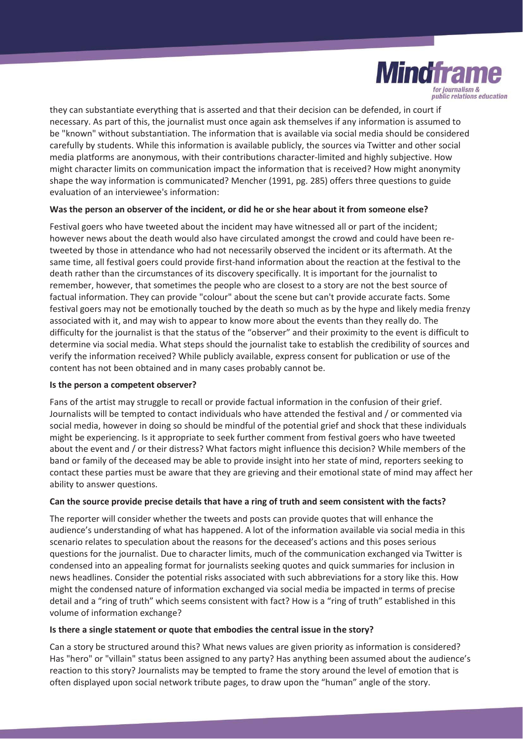they can substantiate everything that is asserted and that their decision can be defended, in court if necessary. As part of this, the journalist must once again ask themselves if any information is assumed to be "known" without substantiation. The information that is available via social media should be considered carefully by students. While this information is available publicly, the sources via Twitter and other social media platforms are anonymous, with their contributions character-limited and highly subjective. How might character limits on communication impact the information that is received? How might anonymity shape the way information is communicated? Mencher (1991, pg. 285) offers three questions to guide evaluation of an interviewee's information:

**Was the person an observer of the incident, or did he or she hear about it from someone else?**

Festival goers who have tweeted about the incident may have witnessed all or part of the incident; however news about the death would also have circulated amongst the crowd and could have been re-tweeted by those in attendance who had not necessarily observed the incident or its aftermath. At the same time, all festival goers could provide first-hand information about the reaction at the festival to the death rather than the circumstances of its discovery specifically. It is important for the journalist to remember, however, that sometimes the people who are closest to a story are not the best source of factual information. They can provide "colour" about the scene but can't provide accurate facts. Some festival goers may not be emotionally touched by the death so much as by the hype and likely media frenzy associated with it, and may wish to appear to know more about the events than they really do. The difficulty for the journalist is that the status of the "observer" and their proximity to the event is difficult to determine via social media. What steps should the journalist take to establish the credibility of sources and verify the information received? While publicly available, express consent for publication or use of the content has not been obtained and in many cases probably cannot be.

**Is the person a competent observer?**

Fans of the artist may struggle to recall or provide factual information in the confusion of their grief. Journalists will be tempted to contact individuals who have attended the festival and / or commented via social media, however in doing so should be mindful of the potential grief and shock that these individuals might be experiencing. Is it appropriate to seek further comment from festival goers who have tweeted about the event and / or their distress? What factors might influence this decision? While members of the band or family of the deceased may be able to provide insight into her state of mind, reporters seeking to contact these parties must be aware that they are grieving and their emotional state of mind may affect her ability to answer questions.

**Can the source provide precise details that have a ring of truth and seem consistent with the facts?**

The reporter will consider whether the tweets and posts can provide quotes that will enhance the audience's understanding of what has happened. A lot of the information available via social media in this scenario relates to speculation about the reasons for the deceased's actions and this poses serious questions for the journalist. Due to character limits, much of the communication exchanged via Twitter is condensed into an appealing format for journalists seeking quotes and quick summaries for inclusion in news headlines. Consider the potential risks associated with such abbreviations for a story like this. How might the condensed nature of information exchanged via social media be impacted in terms of precise detail and a "ring of truth" which seems consistent with fact? How is a "ring of truth" established in this volume of information exchange?

**Is there a single statement or quote that embodies the central issue in the story?**

Can a story be structured around this? What news values are given priority as information is considered? Has "hero" or "villain" status been assigned to any party? Has anything been assumed about the audience's reaction to this story? Journalists may be tempted to frame the story around the level of emotion that is often displayed upon social network tribute pages, to draw upon the "human" angle of the story.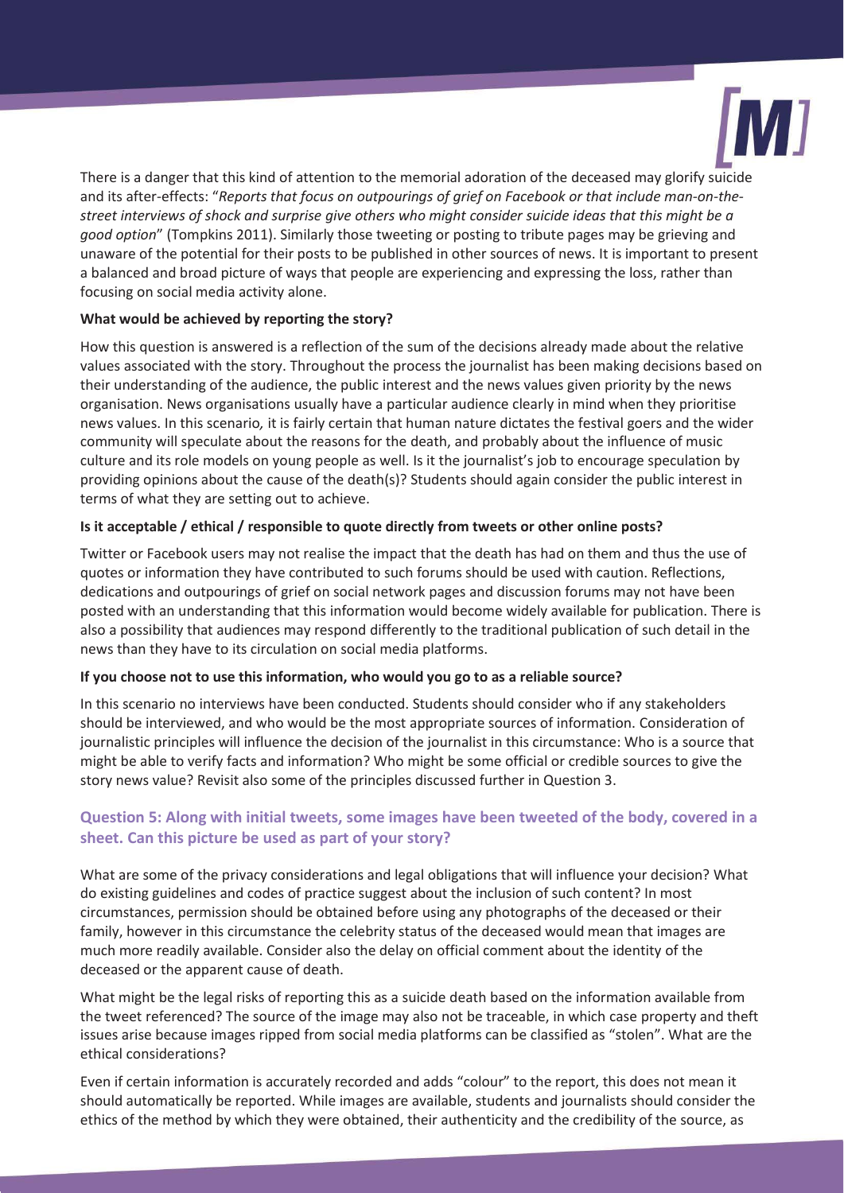There is a danger that this kind of attention to the memorial adoration of the deceased may glorify suicide and its after-effects: "*Reports that focus on outpourings of grief on Facebook or that include man-on-the-street interviews of shock and surprise give others who might consider suicide ideas that this might be a good option*" (Tompkins 2011). Similarly those tweeting or posting to tribute pages may be grieving and unaware of the potential for their posts to be published in other sources of news. It is important to present a balanced and broad picture of ways that people are experiencing and expressing the loss, rather than focusing on social media activity alone.

**What would be achieved by reporting the story?**

How this question is answered is a reflection of the sum of the decisions already made about the relative values associated with the story. Throughout the process the journalist has been making decisions based on their understanding of the audience, the public interest and the news values given priority by the news organisation. News organisations usually have a particular audience clearly in mind when they prioritise news values. In this scenario*,* it is fairly certain that human nature dictates the festival goers and the wider community will speculate about the reasons for the death, and probably about the influence of music culture and its role models on young people as well. Is it the journalist's job to encourage speculation by providing opinions about the cause of the death(s)? Students should again consider the public interest in terms of what they are setting out to achieve.

**Is it acceptable / ethical / responsible to quote directly from tweets or other online posts?**

Twitter or Facebook users may not realise the impact that the death has had on them and thus the use of quotes or information they have contributed to such forums should be used with caution. Reflections, dedications and outpourings of grief on social network pages and discussion forums may not have been posted with an understanding that this information would become widely available for publication. There is also a possibility that audiences may respond differently to the traditional publication of such detail in the news than they have to its circulation on social media platforms.

**If you choose not to use this information, who would you go to as a reliable source?**

In this scenario no interviews have been conducted. Students should consider who if any stakeholders should be interviewed, and who would be the most appropriate sources of information. Consideration of journalistic principles will influence the decision of the journalist in this circumstance: Who is a source that might be able to verify facts and information? Who might be some official or credible sources to give the story news value? Revisit also some of the principles discussed further in Question 3.

### Question 5: Along with initial tweets, some images have been tweeted of the body, covered in a sheet. Can this picture be used as part of your story?

What are some of the privacy considerations and legal obligations that will influence your decision? What do existing guidelines and codes of practice suggest about the inclusion of such content? In most circumstances, permission should be obtained before using any photographs of the deceased or their family, however in this circumstance the celebrity status of the deceased would mean that images are much more readily available. Consider also the delay on official comment about the identity of the deceased or the apparent cause of death.

What might be the legal risks of reporting this as a suicide death based on the information available from the tweet referenced? The source of the image may also not be traceable, in which case property and theft issues arise because images ripped from social media platforms can be classified as "stolen". What are the ethical considerations?

Even if certain information is accurately recorded and adds "colour" to the report, this does not mean it should automatically be reported. While images are available, students and journalists should consider the ethics of the method by which they were obtained, their authenticity and the credibility of the source, as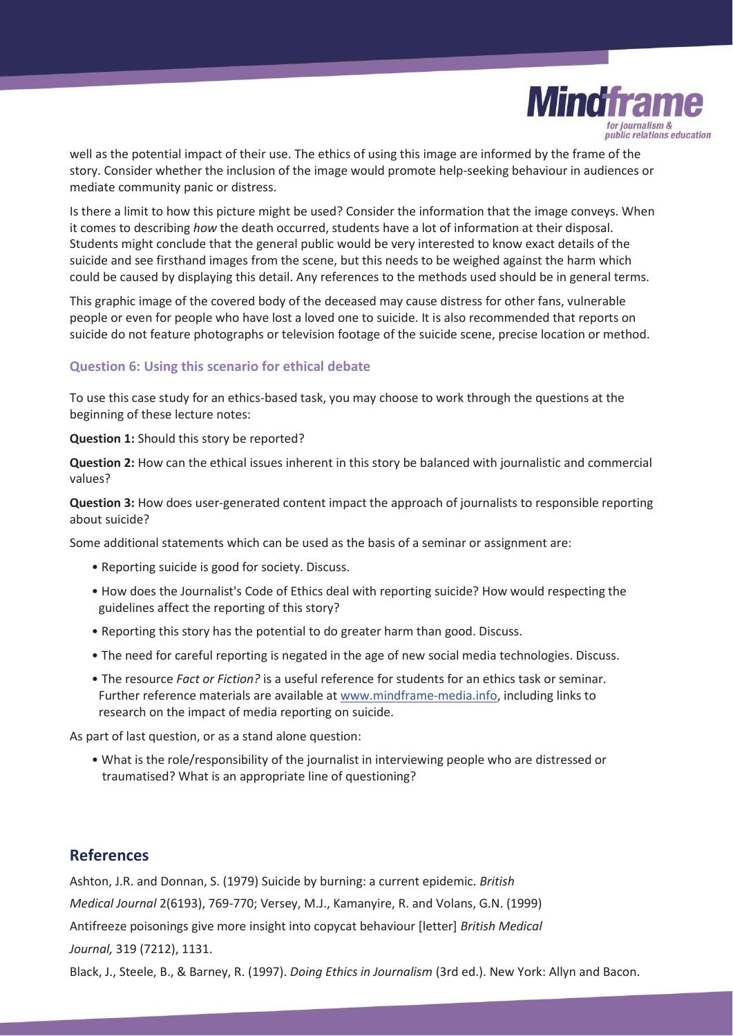well as the potential impact of their use. The ethics of using this image are informed by the frame of the story. Consider whether the inclusion of the image would promote help-seeking behaviour in audiences or mediate community panic or distress.

Is there a limit to how this picture might be used? Consider the information that the image conveys. When it comes to describing *how* the death occurred, students have a lot of information at their disposal. Students might conclude that the general public would be very interested to know exact details of the suicide and see firsthand images from the scene, but this needs to be weighed against the harm which could be caused by displaying this detail. Any references to the methods used should be in general terms.

This graphic image of the covered body of the deceased may cause distress for other fans, vulnerable people or even for people who have lost a loved one to suicide. It is also recommended that reports on suicide do not feature photographs or television footage of the suicide scene, precise location or method.

### Question 6: Using this scenario for ethical debate

To use this case study for an ethics-based task, you may choose to work through the questions at the beginning of these lecture notes:

**Question 1:** Should this story be reported?

**Question 2:** How can the ethical issues inherent in this story be balanced with journalistic and commercial values?

**Question 3:** How does user-generated content impact the approach of journalists to responsible reporting about suicide?

Some additional statements which can be used as the basis of a seminar or assignment are:

- Reporting suicide is good for society. Discuss.
- How does the Journalist's Code of Ethics deal with reporting suicide? How would respecting the guidelines affect the reporting of this story?
- Reporting this story has the potential to do greater harm than good. Discuss.
- The need for careful reporting is negated in the age of new social media technologies. Discuss.
- The resource *Fact or Fiction?* is a useful reference for students for an ethics task or seminar. Further reference materials are available at www.mindframe-media.info, including links to research on the impact of media reporting on suicide.

As part of last question, or as a stand alone question:

- What is the role/responsibility of the journalist in interviewing people who are distressed or traumatised? What is an appropriate line of questioning?

## References

Ashton, J.R. and Donnan, S. (1979) Suicide by burning: a current epidemic. *British Medical Journal* 2(6193), 769-770; Versey, M.J., Kamanyire, R. and Volans, G.N. (1999) Antifreeze poisonings give more insight into copycat behaviour [letter] *British Medical Journal,* 319 (7212), 1131.

Black, J., Steele, B., & Barney, R. (1997). *Doing Ethics in Journalism* (3rd ed.). New York: Allyn and Bacon.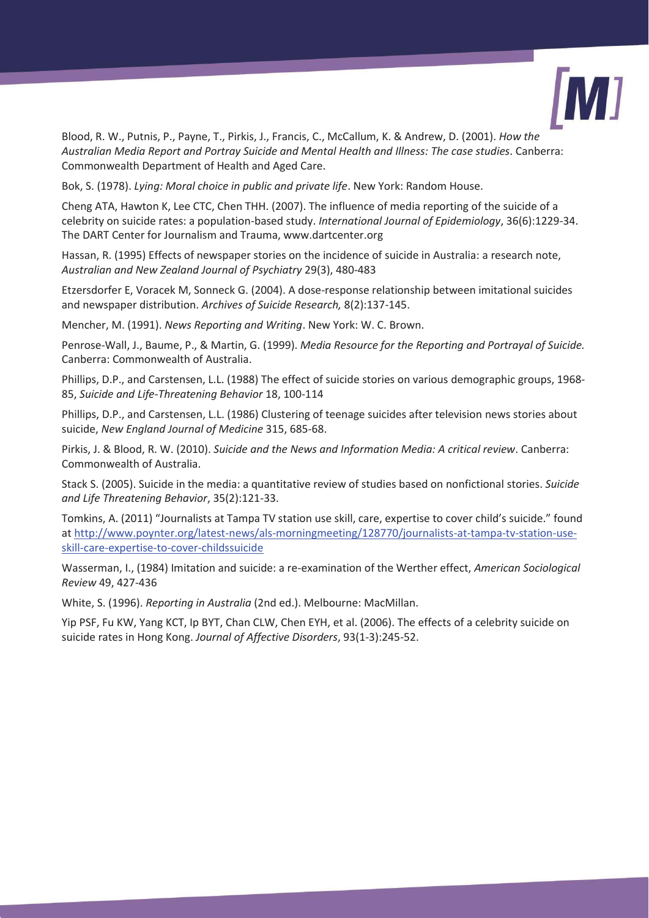Blood, R. W., Putnis, P., Payne, T., Pirkis, J., Francis, C., McCallum, K. & Andrew, D. (2001). *How the Australian Media Report and Portray Suicide and Mental Health and Illness: The case studies*. Canberra: Commonwealth Department of Health and Aged Care.

Bok, S. (1978). *Lying: Moral choice in public and private life*. New York: Random House.

Cheng ATA, Hawton K, Lee CTC, Chen THH. (2007). The influence of media reporting of the suicide of a celebrity on suicide rates: a population-based study. *International Journal of Epidemiology*, 36(6):1229-34. The DART Center for Journalism and Trauma, www.dartcenter.org

Hassan, R. (1995) Effects of newspaper stories on the incidence of suicide in Australia: a research note, *Australian and New Zealand Journal of Psychiatry* 29(3), 480-483

Etzersdorfer E, Voracek M, Sonneck G. (2004). A dose-response relationship between imitational suicides and newspaper distribution. *Archives of Suicide Research,* 8(2):137-145.

Mencher, M. (1991). *News Reporting and Writing*. New York: W. C. Brown.

Penrose-Wall, J., Baume, P., & Martin, G. (1999). *Media Resource for the Reporting and Portrayal of Suicide.* Canberra: Commonwealth of Australia.

Phillips, D.P., and Carstensen, L.L. (1988) The effect of suicide stories on various demographic groups, 1968-85, *Suicide and Life-Threatening Behavior* 18, 100-114

Phillips, D.P., and Carstensen, L.L. (1986) Clustering of teenage suicides after television news stories about suicide, *New England Journal of Medicine* 315, 685-68.

Pirkis, J. & Blood, R. W. (2010). *Suicide and the News and Information Media: A critical review*. Canberra: Commonwealth of Australia.

Stack S. (2005). Suicide in the media: a quantitative review of studies based on nonfictional stories. *Suicide and Life Threatening Behavior*, 35(2):121-33.

Tomkins, A. (2011) "Journalists at Tampa TV station use skill, care, expertise to cover child's suicide." found at http://www.poynter.org/latest-news/als-morningmeeting/128770/journalists-at-tampa-tv-station-use-skill-care-expertise-to-cover-childssuicide

Wasserman, I., (1984) Imitation and suicide: a re-examination of the Werther effect, *American Sociological Review* 49, 427-436

White, S. (1996). *Reporting in Australia* (2nd ed.). Melbourne: MacMillan.

Yip PSF, Fu KW, Yang KCT, Ip BYT, Chan CLW, Chen EYH, et al. (2006). The effects of a celebrity suicide on suicide rates in Hong Kong. *Journal of Affective Disorders*, 93(1-3):245-52.